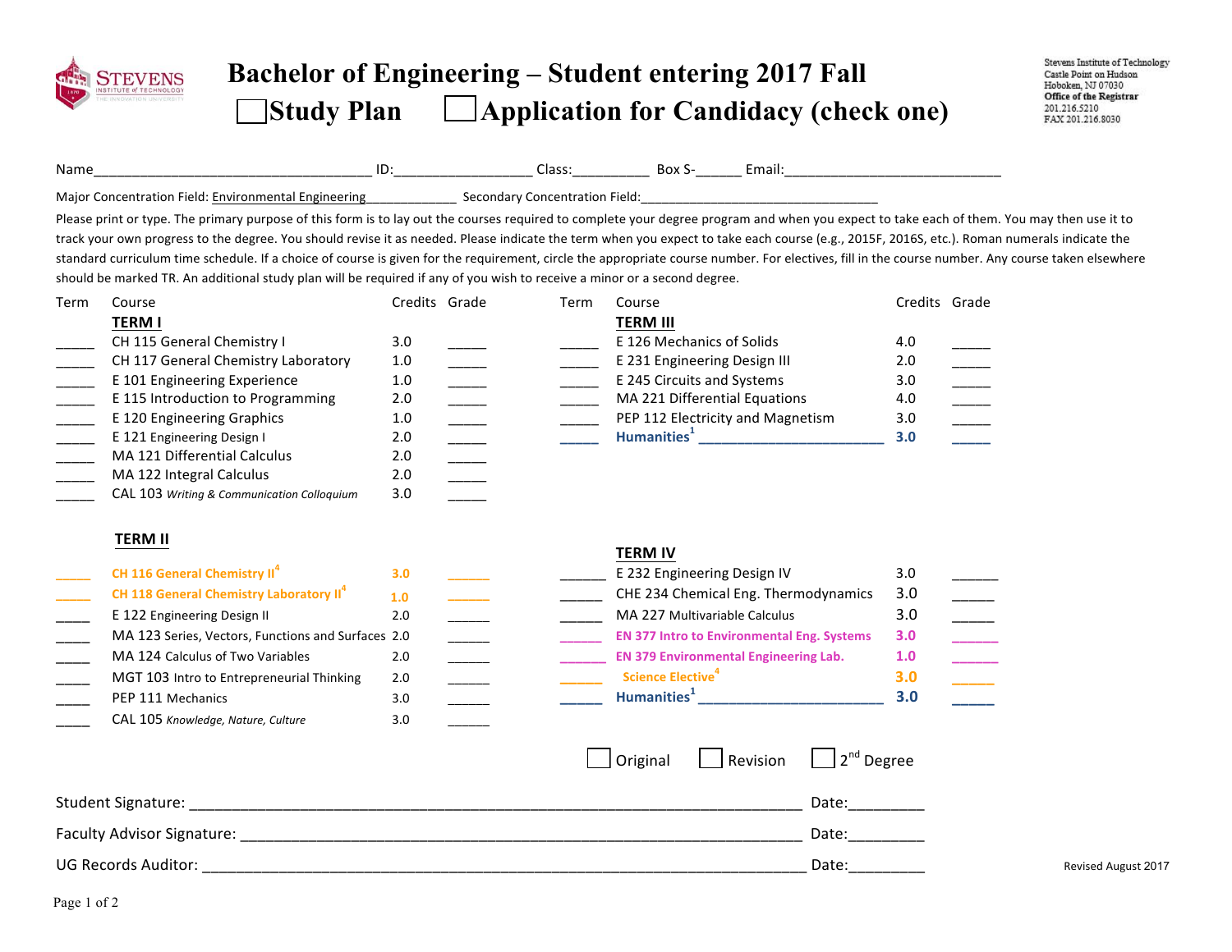# Bachelor of Engineering – Student entering 2017 Fall

## ☐ Study Plan ☐ Application for Candidacy (check one)

Stevens Institute of Technology
Castle Point on Hudson
Hoboken, NJ 07030
**Office of the Registrar**
201.216.5210
FAX 201.216.8030

Name____________________________________ ID:__________________ Class:__________ Box S-______ Email:____________________________

Major Concentration Field: Environmental Engineering_____________ Secondary Concentration Field:_________________________________

Please print or type. The primary purpose of this form is to lay out the courses required to complete your degree program and when you expect to take each of them. You may then use it to track your own progress to the degree. You should revise it as needed. Please indicate the term when you expect to take each course (e.g., 2015F, 2016S, etc.). Roman numerals indicate the standard curriculum time schedule. If a choice of course is given for the requirement, circle the appropriate course number. For electives, fill in the course number. Any course taken elsewhere should be marked TR. An additional study plan will be required if any of you wish to receive a minor or a second degree.

| Term | Course | Credits | Grade |
|---|---|---|---|
| | **TERM I** | | |
| _____ | CH 115 General Chemistry I | 3.0 | _____ |
| _____ | CH 117 General Chemistry Laboratory | 1.0 | _____ |
| _____ | E 101 Engineering Experience | 1.0 | _____ |
| _____ | E 115 Introduction to Programming | 2.0 | _____ |
| _____ | E 120 Engineering Graphics | 1.0 | _____ |
| _____ | E 121 Engineering Design I | 2.0 | _____ |
| _____ | MA 121 Differential Calculus | 2.0 | _____ |
| _____ | MA 122 Integral Calculus | 2.0 | _____ |
| _____ | CAL 103 *Writing & Communication Colloquium* | 3.0 | _____ |
| | **TERM II** | | |
| _____ | CH 116 General Chemistry II[4] | 3.0 | _____ |
| _____ | CH 118 General Chemistry Laboratory II[4] | 1.0 | _____ |
| _____ | E 122 Engineering Design II | 2.0 | _____ |
| _____ | MA 123 Series, Vectors, Functions and Surfaces | 2.0 | _____ |
| _____ | MA 124 Calculus of Two Variables | 2.0 | _____ |
| _____ | MGT 103 Intro to Entrepreneurial Thinking | 2.0 | _____ |
| _____ | PEP 111 Mechanics | 3.0 | _____ |
| _____ | CAL 105 *Knowledge, Nature, Culture* | 3.0 | _____ |

| Term | Course | Credits | Grade |
|---|---|---|---|
| | **TERM III** | | |
| _____ | E 126 Mechanics of Solids | 4.0 | _____ |
| _____ | E 231 Engineering Design III | 2.0 | _____ |
| _____ | E 245 Circuits and Systems | 3.0 | _____ |
| _____ | MA 221 Differential Equations | 4.0 | _____ |
| _____ | PEP 112 Electricity and Magnetism | 3.0 | _____ |
| _____ | Humanities[1] ________________________ | 3.0 | _____ |
| | **TERM IV** | | |
| _____ | E 232 Engineering Design IV | 3.0 | _____ |
| _____ | CHE 234 Chemical Eng. Thermodynamics | 3.0 | _____ |
| _____ | MA 227 Multivariable Calculus | 3.0 | _____ |
| _____ | EN 377 Intro to Environmental Eng. Systems | 3.0 | _____ |
| _____ | EN 379 Environmental Engineering Lab. | 1.0 | _____ |
| _____ | Science Elective[4] | 3.0 | _____ |
| _____ | Humanities[1] ________________________ | 3.0 | _____ |

☐ Original ☐ Revision ☐ 2nd Degree

Student Signature: ______________________________________________________________ Date:_________

Faculty Advisor Signature: _________________________________________________________ Date:_________

UG Records Auditor: _____________________________________________________________ Date:_________

Revised August 2017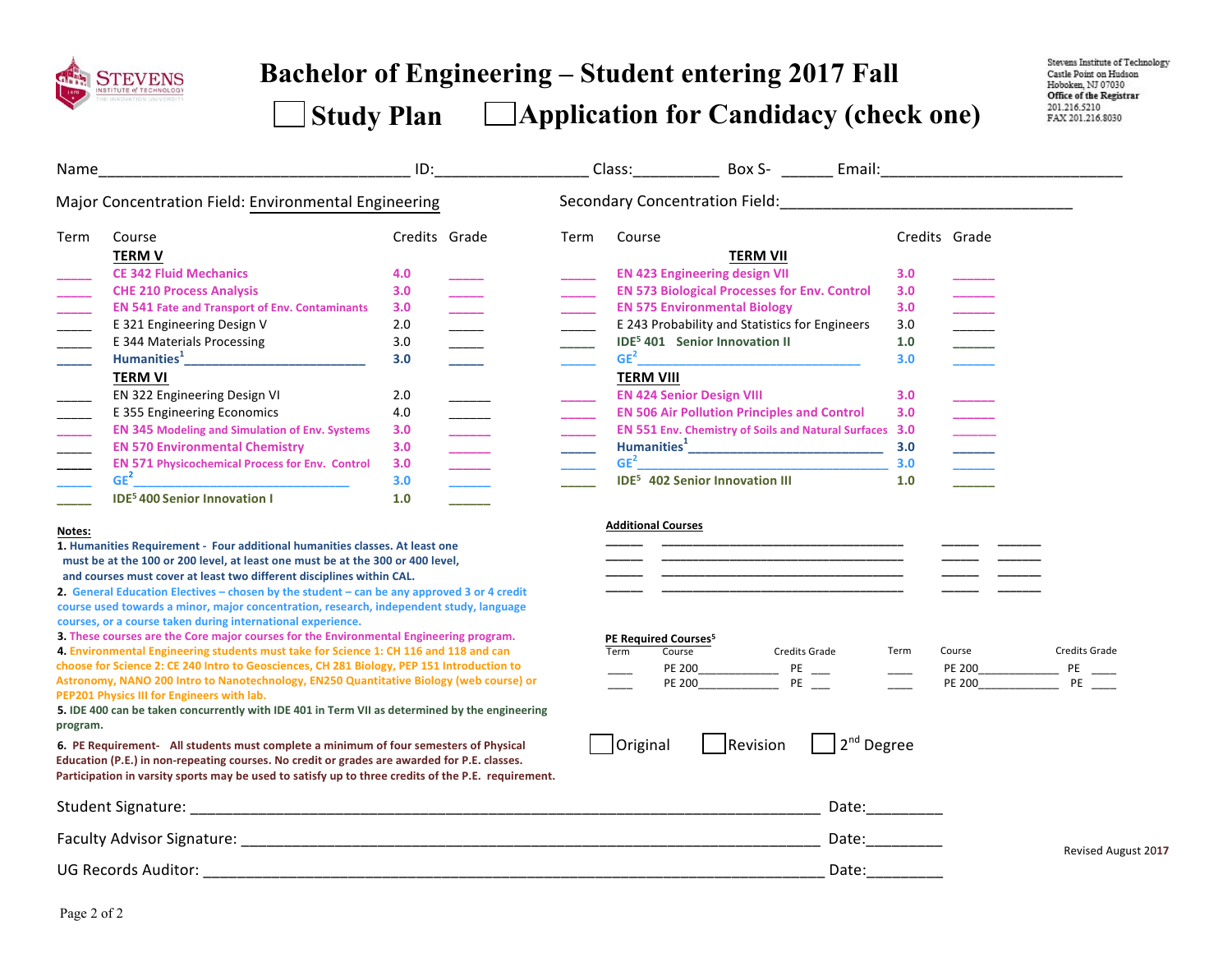# Bachelor of Engineering – Student entering 2017 Fall

☐ Study Plan ☐ Application for Candidacy (check one)

Stevens Institute of Technology
Castle Point on Hudson
Hoboken, NJ 07030
Office of the Registrar
201.216.5210
FAX 201.216.8030

Name\_\_\_\_\_\_\_\_\_\_\_\_\_\_\_\_\_\_\_\_\_\_\_\_\_\_\_\_\_\_ ID:\_\_\_\_\_\_\_\_\_\_\_\_\_\_ Class:\_\_\_\_\_\_\_\_ Box S- \_\_\_\_\_\_ Email:\_\_\_\_\_\_\_\_\_\_\_\_\_\_\_\_\_\_\_\_\_\_\_\_

Major Concentration Field: Environmental Engineering

Secondary Concentration Field:\_\_\_\_\_\_\_\_\_\_\_\_\_\_\_\_\_\_\_\_\_\_\_\_\_\_\_\_\_\_

| Term | Course | Credits | Grade |
|---|---|---|---|
| | **TERM V** | | |
| \_\_\_\_\_ | CE 342 Fluid Mechanics | 4.0 | \_\_\_\_\_ |
| \_\_\_\_\_ | CHE 210 Process Analysis | 3.0 | \_\_\_\_\_ |
| \_\_\_\_\_ | EN 541 Fate and Transport of Env. Contaminants | 3.0 | \_\_\_\_\_ |
| \_\_\_\_\_ | E 321 Engineering Design V | 2.0 | \_\_\_\_\_ |
| \_\_\_\_\_ | E 344 Materials Processing | 3.0 | \_\_\_\_\_ |
| \_\_\_\_\_ | Humanities[1]\_\_\_\_\_\_\_\_\_\_\_\_\_\_\_\_\_\_\_\_ | 3.0 | \_\_\_\_\_ |
| | **TERM VI** | | |
| \_\_\_\_\_ | EN 322 Engineering Design VI | 2.0 | \_\_\_\_\_ |
| \_\_\_\_\_ | E 355 Engineering Economics | 4.0 | \_\_\_\_\_ |
| \_\_\_\_\_ | EN 345 Modeling and Simulation of Env. Systems | 3.0 | \_\_\_\_\_ |
| \_\_\_\_\_ | EN 570 Environmental Chemistry | 3.0 | \_\_\_\_\_ |
| \_\_\_\_\_ | EN 571 Physicochemical Process for Env. Control | 3.0 | \_\_\_\_\_ |
| \_\_\_\_\_ | GE[2]\_\_\_\_\_\_\_\_\_\_\_\_\_\_\_\_\_\_\_\_\_\_\_\_ | 3.0 | \_\_\_\_\_ |
| \_\_\_\_\_ | IDE[5] 400 Senior Innovation I | 1.0 | \_\_\_\_\_ |

| Term | Course | Credits | Grade |
|---|---|---|---|
| | **TERM VII** | | |
| \_\_\_\_\_ | EN 423 Engineering design VII | 3.0 | \_\_\_\_\_ |
| \_\_\_\_\_ | EN 573 Biological Processes for Env. Control | 3.0 | \_\_\_\_\_ |
| \_\_\_\_\_ | EN 575 Environmental Biology | 3.0 | \_\_\_\_\_ |
| \_\_\_\_\_ | E 243 Probability and Statistics for Engineers | 3.0 | \_\_\_\_\_ |
| \_\_\_\_\_ | IDE[5] 401 Senior Innovation II | 1.0 | \_\_\_\_\_ |
| \_\_\_\_\_ | GE[2]\_\_\_\_\_\_\_\_\_\_\_\_\_\_\_\_\_\_\_\_\_\_\_\_ | 3.0 | \_\_\_\_\_ |
| | **TERM VIII** | | |
| \_\_\_\_\_ | EN 424 Senior Design VIII | 3.0 | \_\_\_\_\_ |
| \_\_\_\_\_ | EN 506 Air Pollution Principles and Control | 3.0 | \_\_\_\_\_ |
| \_\_\_\_\_ | EN 551 Env. Chemistry of Soils and Natural Surfaces | 3.0 | \_\_\_\_\_ |
| \_\_\_\_\_ | Humanities[1]\_\_\_\_\_\_\_\_\_\_\_\_\_\_\_\_\_\_\_\_ | 3.0 | \_\_\_\_\_ |
| \_\_\_\_\_ | GE[2]\_\_\_\_\_\_\_\_\_\_\_\_\_\_\_\_\_\_\_\_\_\_\_\_ | 3.0 | \_\_\_\_\_ |
| \_\_\_\_\_ | IDE[5] 402 Senior Innovation III | 1.0 | \_\_\_\_\_ |

**Additional Courses**

| | | | |
|---|---|---|---|
| \_\_\_\_\_ | \_\_\_\_\_\_\_\_\_\_\_\_\_\_\_\_\_\_\_\_\_\_\_\_\_\_\_\_ | \_\_\_\_\_ | \_\_\_\_\_ |
| \_\_\_\_\_ | \_\_\_\_\_\_\_\_\_\_\_\_\_\_\_\_\_\_\_\_\_\_\_\_\_\_\_\_ | \_\_\_\_\_ | \_\_\_\_\_ |
| \_\_\_\_\_ | \_\_\_\_\_\_\_\_\_\_\_\_\_\_\_\_\_\_\_\_\_\_\_\_\_\_\_\_ | \_\_\_\_\_ | \_\_\_\_\_ |
| \_\_\_\_\_ | \_\_\_\_\_\_\_\_\_\_\_\_\_\_\_\_\_\_\_\_\_\_\_\_\_\_\_\_ | \_\_\_\_\_ | \_\_\_\_\_ |

**PE Required Courses[5]**

| Term | Course | Credits | Grade | Term | Course | Credits | Grade |
|---|---|---|---|---|---|---|---|
| \_\_\_\_ | PE 200\_\_\_\_\_\_\_\_\_\_ | PE | \_\_\_ | \_\_\_\_ | PE 200\_\_\_\_\_\_\_\_\_\_ | PE | \_\_\_\_ |
| \_\_\_\_ | PE 200\_\_\_\_\_\_\_\_\_\_ | PE | \_\_\_ | \_\_\_\_ | PE 200\_\_\_\_\_\_\_\_\_\_ | PE | \_\_\_\_ |

**Notes:**

1. **Humanities Requirement** - Four additional humanities classes. At least one must be at the 100 or 200 level, at least one must be at the 300 or 400 level, and courses must cover at least two different disciplines within CAL.
2. General Education Electives – chosen by the student – can be any approved 3 or 4 credit course used towards a minor, major concentration, research, independent study, language courses, or a course taken during international experience.
3. These courses are the Core major courses for the Environmental Engineering program.
4. Environmental Engineering students must take for Science 1: CH 116 and 118 and can choose for Science 2: CE 240 Intro to Geosciences, CH 281 Biology, PEP 151 Introduction to Astronomy, NANO 200 Intro to Nanotechnology, EN250 Quantitative Biology (web course) or PEP201 Physics III for Engineers with lab.
5. IDE 400 can be taken concurrently with IDE 401 in Term VII as determined by the engineering program.
6. PE Requirement- All students must complete a minimum of four semesters of Physical Education (P.E.) in non-repeating courses. No credit or grades are awarded for P.E. classes. Participation in varsity sports may be used to satisfy up to three credits of the P.E. requirement.

☐ Original ☐ Revision ☐ 2nd Degree

Student Signature: \_\_\_\_\_\_\_\_\_\_\_\_\_\_\_\_\_\_\_\_\_\_\_\_\_\_\_\_\_\_\_\_\_\_\_\_\_\_\_\_\_\_\_\_ Date:\_\_\_\_\_\_\_\_

Faculty Advisor Signature: \_\_\_\_\_\_\_\_\_\_\_\_\_\_\_\_\_\_\_\_\_\_\_\_\_\_\_\_\_\_\_\_\_\_\_\_\_\_\_\_ Date:\_\_\_\_\_\_\_\_

UG Records Auditor: \_\_\_\_\_\_\_\_\_\_\_\_\_\_\_\_\_\_\_\_\_\_\_\_\_\_\_\_\_\_\_\_\_\_\_\_\_\_\_\_\_\_\_\_ Date:\_\_\_\_\_\_\_\_

Revised August 2017